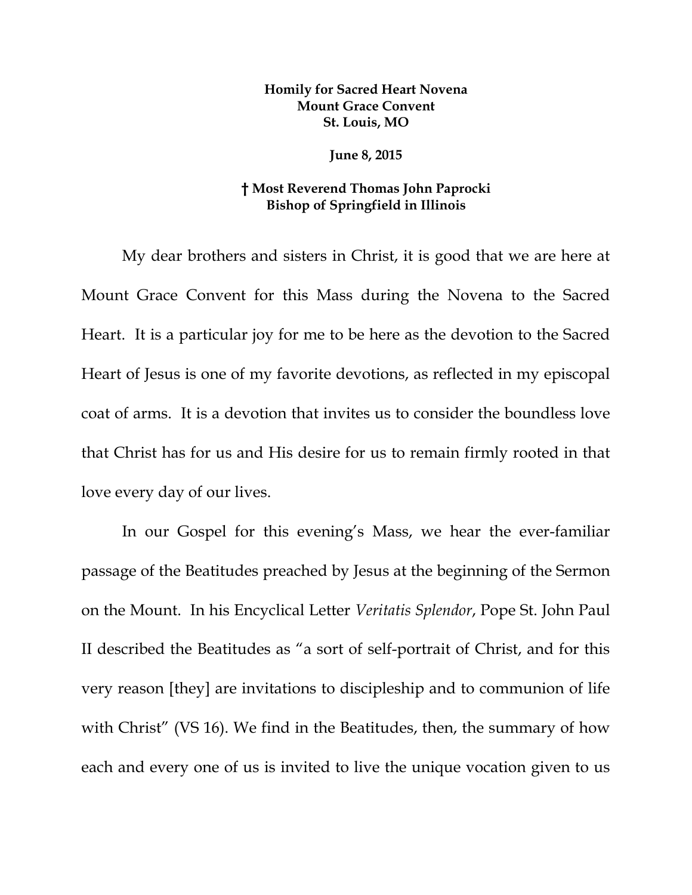**Homily for Sacred Heart Novena**
**Mount Grace Convent**
**St. Louis, MO**

**June 8, 2015**

**† Most Reverend Thomas John Paprocki**
**Bishop of Springfield in Illinois**

My dear brothers and sisters in Christ, it is good that we are here at Mount Grace Convent for this Mass during the Novena to the Sacred Heart. It is a particular joy for me to be here as the devotion to the Sacred Heart of Jesus is one of my favorite devotions, as reflected in my episcopal coat of arms. It is a devotion that invites us to consider the boundless love that Christ has for us and His desire for us to remain firmly rooted in that love every day of our lives.

In our Gospel for this evening's Mass, we hear the ever-familiar passage of the Beatitudes preached by Jesus at the beginning of the Sermon on the Mount. In his Encyclical Letter *Veritatis Splendor*, Pope St. John Paul II described the Beatitudes as "a sort of self-portrait of Christ, and for this very reason [they] are invitations to discipleship and to communion of life with Christ" (VS 16). We find in the Beatitudes, then, the summary of how each and every one of us is invited to live the unique vocation given to us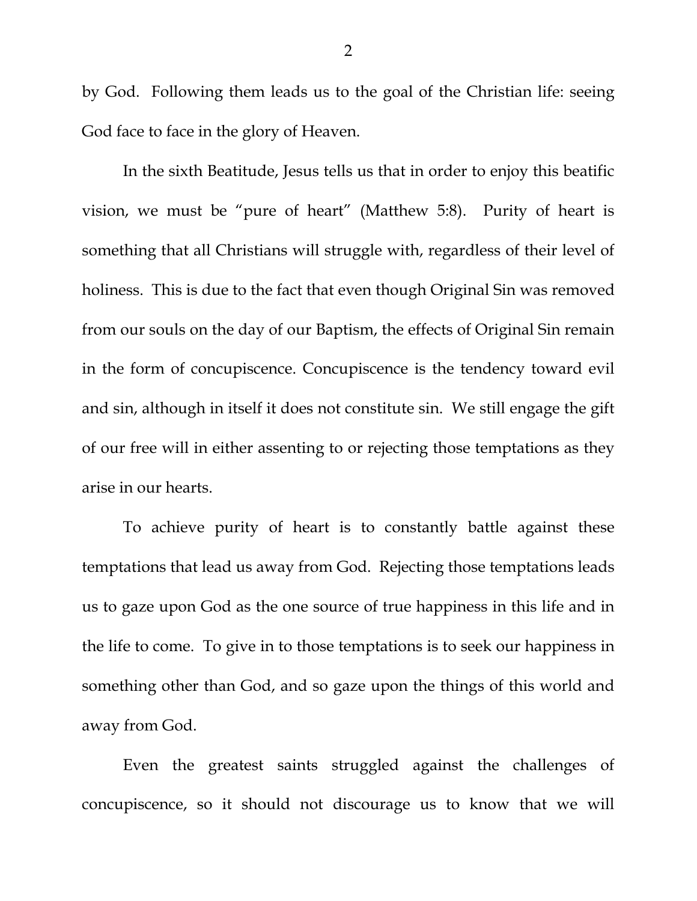by God. Following them leads us to the goal of the Christian life: seeing God face to face in the glory of Heaven.

In the sixth Beatitude, Jesus tells us that in order to enjoy this beatific vision, we must be "pure of heart" (Matthew 5:8). Purity of heart is something that all Christians will struggle with, regardless of their level of holiness. This is due to the fact that even though Original Sin was removed from our souls on the day of our Baptism, the effects of Original Sin remain in the form of concupiscence. Concupiscence is the tendency toward evil and sin, although in itself it does not constitute sin. We still engage the gift of our free will in either assenting to or rejecting those temptations as they arise in our hearts.

To achieve purity of heart is to constantly battle against these temptations that lead us away from God. Rejecting those temptations leads us to gaze upon God as the one source of true happiness in this life and in the life to come. To give in to those temptations is to seek our happiness in something other than God, and so gaze upon the things of this world and away from God.

Even the greatest saints struggled against the challenges of concupiscence, so it should not discourage us to know that we will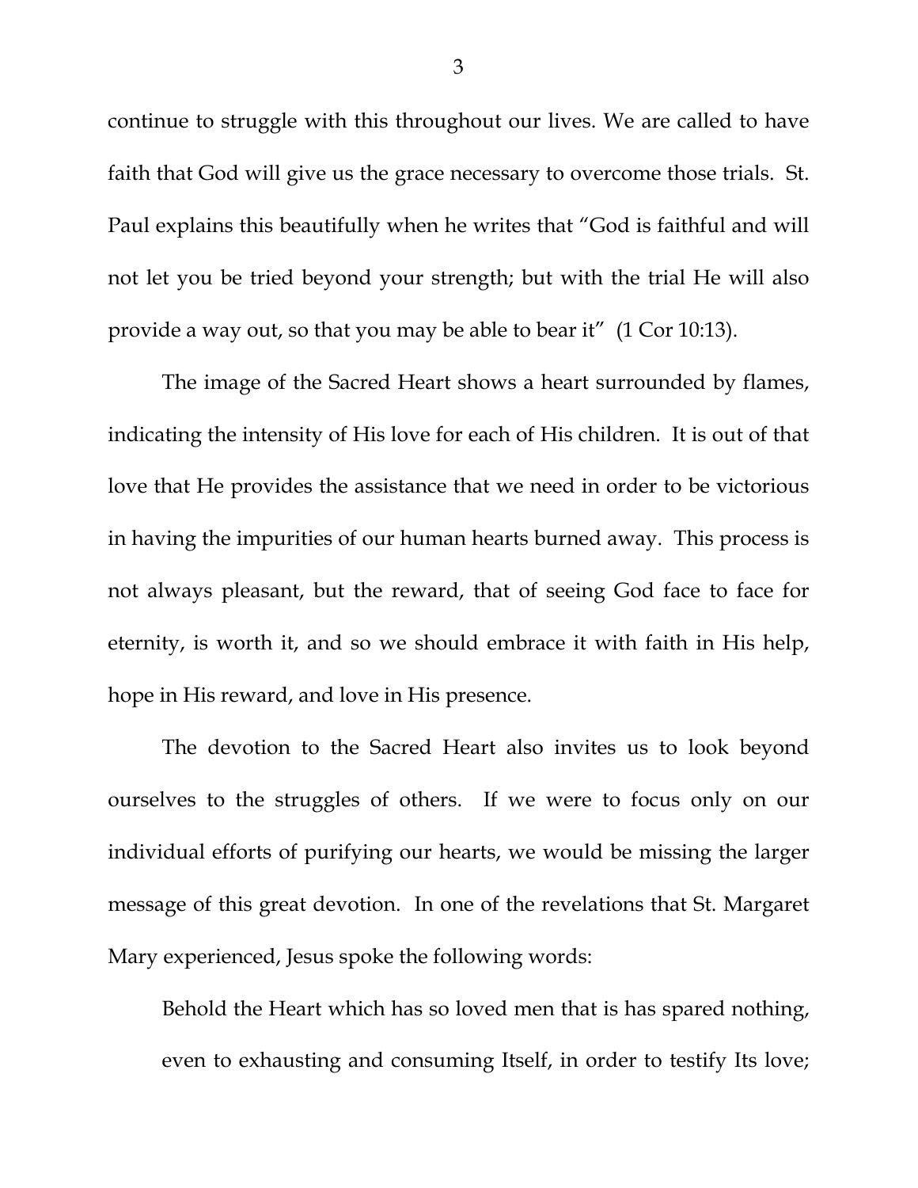continue to struggle with this throughout our lives. We are called to have faith that God will give us the grace necessary to overcome those trials. St. Paul explains this beautifully when he writes that "God is faithful and will not let you be tried beyond your strength; but with the trial He will also provide a way out, so that you may be able to bear it" (1 Cor 10:13).

The image of the Sacred Heart shows a heart surrounded by flames, indicating the intensity of His love for each of His children. It is out of that love that He provides the assistance that we need in order to be victorious in having the impurities of our human hearts burned away. This process is not always pleasant, but the reward, that of seeing God face to face for eternity, is worth it, and so we should embrace it with faith in His help, hope in His reward, and love in His presence.

The devotion to the Sacred Heart also invites us to look beyond ourselves to the struggles of others. If we were to focus only on our individual efforts of purifying our hearts, we would be missing the larger message of this great devotion. In one of the revelations that St. Margaret Mary experienced, Jesus spoke the following words:

> Behold the Heart which has so loved men that is has spared nothing, even to exhausting and consuming Itself, in order to testify Its love;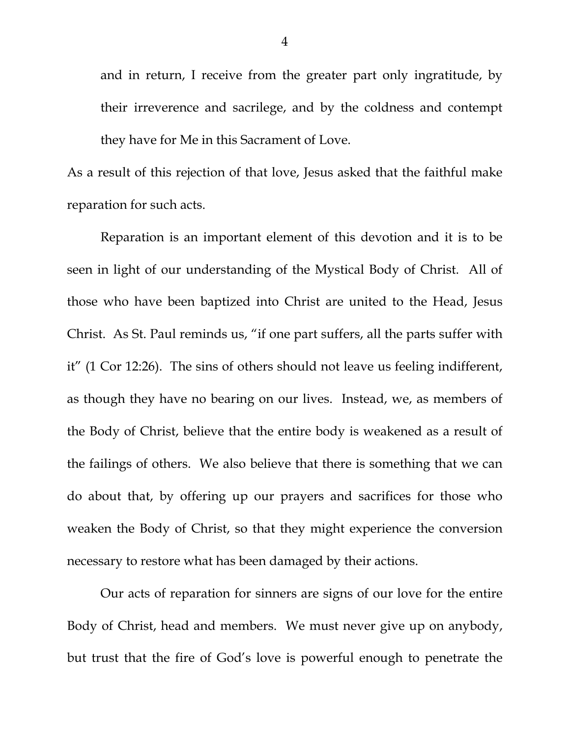> and in return, I receive from the greater part only ingratitude, by their irreverence and sacrilege, and by the coldness and contempt they have for Me in this Sacrament of Love.

As a result of this rejection of that love, Jesus asked that the faithful make reparation for such acts.

Reparation is an important element of this devotion and it is to be seen in light of our understanding of the Mystical Body of Christ. All of those who have been baptized into Christ are united to the Head, Jesus Christ. As St. Paul reminds us, "if one part suffers, all the parts suffer with it" (1 Cor 12:26). The sins of others should not leave us feeling indifferent, as though they have no bearing on our lives. Instead, we, as members of the Body of Christ, believe that the entire body is weakened as a result of the failings of others. We also believe that there is something that we can do about that, by offering up our prayers and sacrifices for those who weaken the Body of Christ, so that they might experience the conversion necessary to restore what has been damaged by their actions.

Our acts of reparation for sinners are signs of our love for the entire Body of Christ, head and members. We must never give up on anybody, but trust that the fire of God's love is powerful enough to penetrate the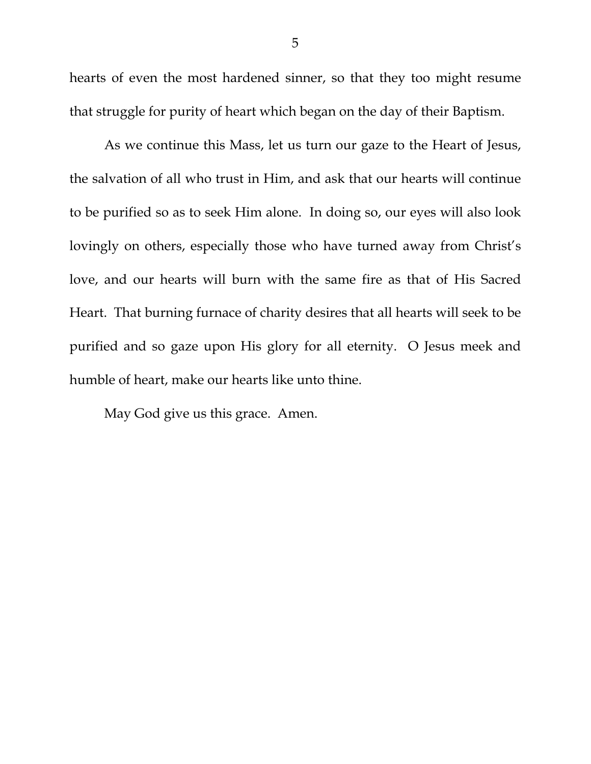hearts of even the most hardened sinner, so that they too might resume that struggle for purity of heart which began on the day of their Baptism.

As we continue this Mass, let us turn our gaze to the Heart of Jesus, the salvation of all who trust in Him, and ask that our hearts will continue to be purified so as to seek Him alone. In doing so, our eyes will also look lovingly on others, especially those who have turned away from Christ's love, and our hearts will burn with the same fire as that of His Sacred Heart. That burning furnace of charity desires that all hearts will seek to be purified and so gaze upon His glory for all eternity. O Jesus meek and humble of heart, make our hearts like unto thine.

May God give us this grace. Amen.